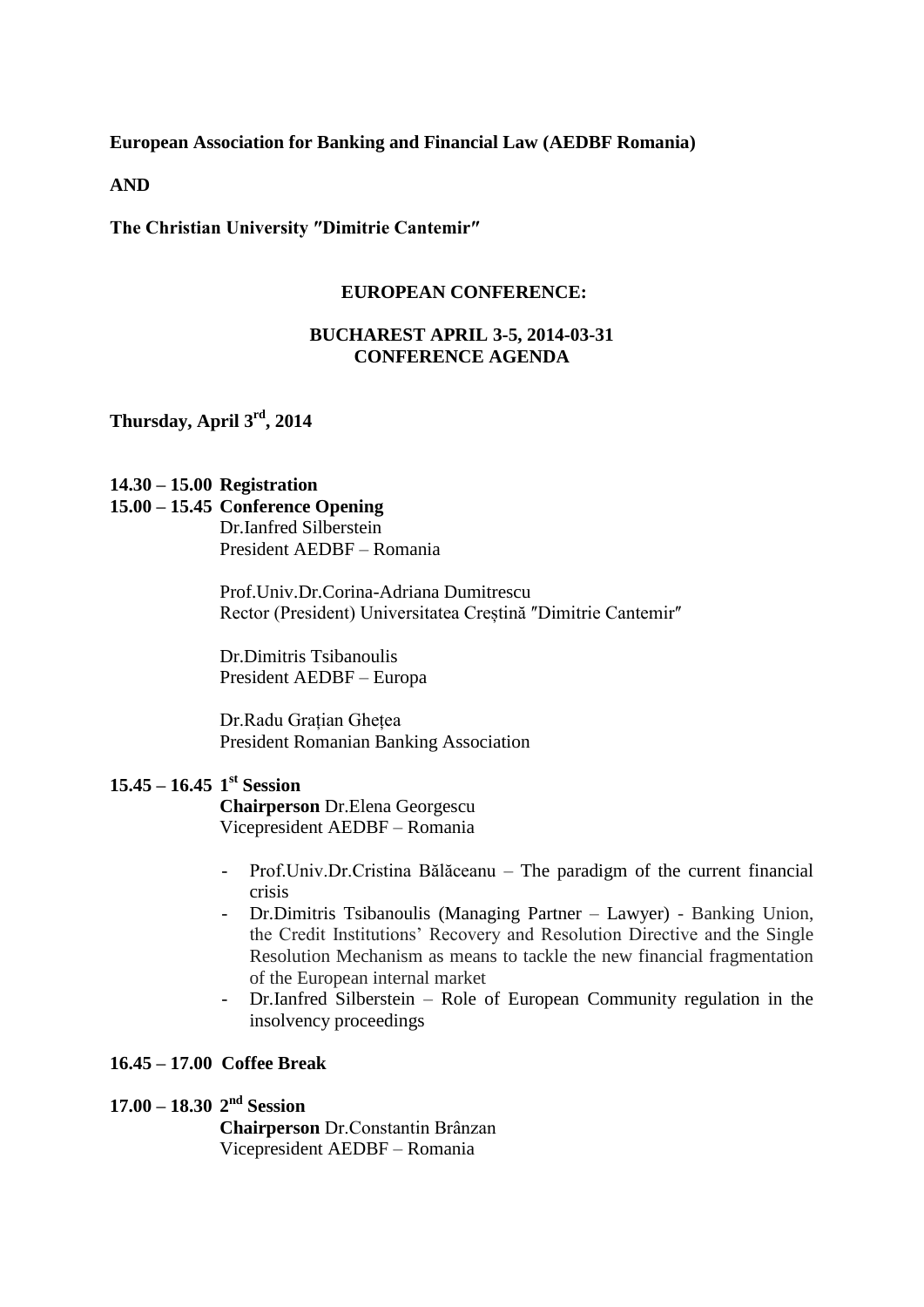**European Association for Banking and Financial Law (AEDBF Romania)**

**AND**

**The Christian University ″Dimitrie Cantemir″**

**EUROPEAN CONFERENCE:**

**BUCHAREST APRIL 3-5, 2014-03-31**
**CONFERENCE AGENDA**

**Thursday, April 3rd, 2014**

**14.30 – 15.00 Registration**

**15.00 – 15.45 Conference Opening**

Dr.Ianfred Silberstein
President AEDBF – Romania

Prof.Univ.Dr.Corina-Adriana Dumitrescu
Rector (President) Universitatea Creștină ″Dimitrie Cantemir″

Dr.Dimitris Tsibanoulis
President AEDBF – Europa

Dr.Radu Grațian Ghețea
President Romanian Banking Association

**15.45 – 16.45 1st Session**

**Chairperson** Dr.Elena Georgescu
Vicepresident AEDBF – Romania

- Prof.Univ.Dr.Cristina Bălăceanu – The paradigm of the current financial crisis
- Dr.Dimitris Tsibanoulis (Managing Partner – Lawyer) - Banking Union, the Credit Institutions' Recovery and Resolution Directive and the Single Resolution Mechanism as means to tackle the new financial fragmentation of the European internal market
- Dr.Ianfred Silberstein – Role of European Community regulation in the insolvency proceedings

**16.45 – 17.00 Coffee Break**

**17.00 – 18.30 2nd Session**

**Chairperson** Dr.Constantin Brânzan
Vicepresident AEDBF – Romania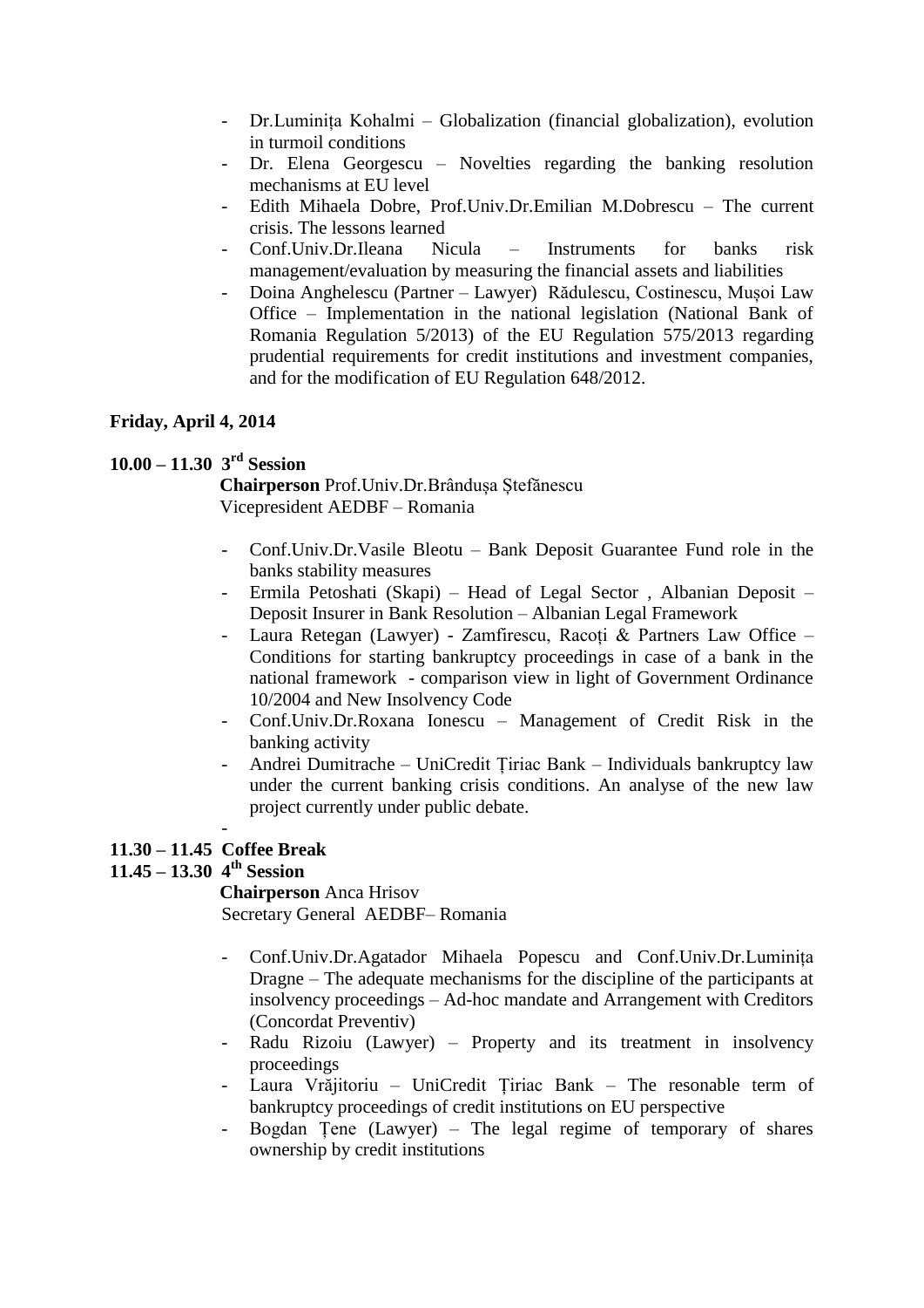- Dr.Luminița Kohalmi – Globalization (financial globalization), evolution in turmoil conditions
- Dr. Elena Georgescu – Novelties regarding the banking resolution mechanisms at EU level
- Edith Mihaela Dobre, Prof.Univ.Dr.Emilian M.Dobrescu – The current crisis. The lessons learned
- Conf.Univ.Dr.Ileana Nicula – Instruments for banks risk management/evaluation by measuring the financial assets and liabilities
- Doina Anghelescu (Partner – Lawyer) Rădulescu, Costinescu, Mușoi Law Office – Implementation in the national legislation (National Bank of Romania Regulation 5/2013) of the EU Regulation 575/2013 regarding prudential requirements for credit institutions and investment companies, and for the modification of EU Regulation 648/2012.

**Friday, April 4, 2014**

**10.00 – 11.30 3rd Session**

**Chairperson** Prof.Univ.Dr.Brândușa Ștefănescu
Vicepresident AEDBF – Romania

- Conf.Univ.Dr.Vasile Bleotu – Bank Deposit Guarantee Fund role in the banks stability measures
- Ermila Petoshati (Skapi) – Head of Legal Sector , Albanian Deposit – Deposit Insurer in Bank Resolution – Albanian Legal Framework
- Laura Retegan (Lawyer) - Zamfirescu, Racoți & Partners Law Office – Conditions for starting bankruptcy proceedings in case of a bank in the national framework - comparison view in light of Government Ordinance 10/2004 and New Insolvency Code
- Conf.Univ.Dr.Roxana Ionescu – Management of Credit Risk in the banking activity
- Andrei Dumitrache – UniCredit Țiriac Bank – Individuals bankruptcy law under the current banking crisis conditions. An analyse of the new law project currently under public debate.
-

**11.30 – 11.45 Coffee Break**

**11.45 – 13.30 4th Session**

**Chairperson** Anca Hrisov
Secretary General AEDBF– Romania

- Conf.Univ.Dr.Agatador Mihaela Popescu and Conf.Univ.Dr.Luminița Dragne – The adequate mechanisms for the discipline of the participants at insolvency proceedings – Ad-hoc mandate and Arrangement with Creditors (Concordat Preventiv)
- Radu Rizoiu (Lawyer) – Property and its treatment in insolvency proceedings
- Laura Vrăjitoriu – UniCredit Țiriac Bank – The resonable term of bankruptcy proceedings of credit institutions on EU perspective
- Bogdan Țene (Lawyer) – The legal regime of temporary of shares ownership by credit institutions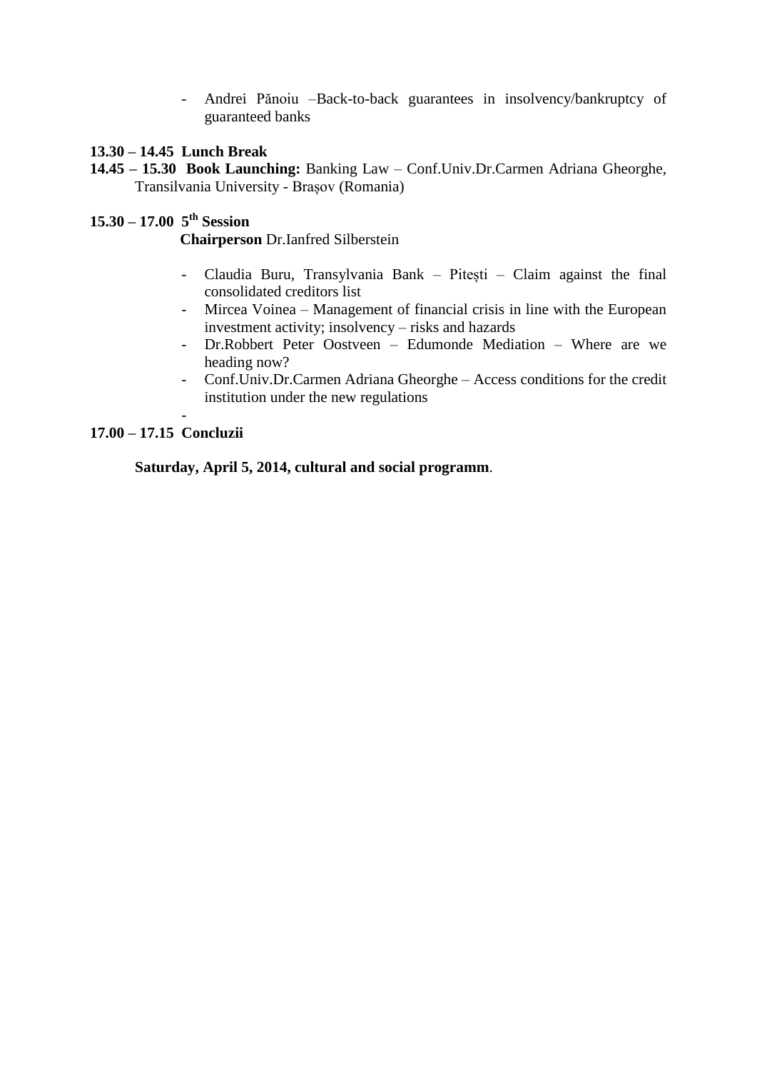- Andrei Pănoiu –Back-to-back guarantees in insolvency/bankruptcy of guaranteed banks

**13.30 – 14.45 Lunch Break**

**14.45 – 15.30 Book Launching:** Banking Law – Conf.Univ.Dr.Carmen Adriana Gheorghe, Transilvania University - Brașov (Romania)

**15.30 – 17.00 5th Session**

**Chairperson** Dr.Ianfred Silberstein

- Claudia Buru, Transylvania Bank – Pitești – Claim against the final consolidated creditors list
- Mircea Voinea – Management of financial crisis in line with the European investment activity; insolvency – risks and hazards
- Dr.Robbert Peter Oostveen – Edumonde Mediation – Where are we heading now?
- Conf.Univ.Dr.Carmen Adriana Gheorghe – Access conditions for the credit institution under the new regulations
-

**17.00 – 17.15 Concluzii**

**Saturday, April 5, 2014, cultural and social programm**.